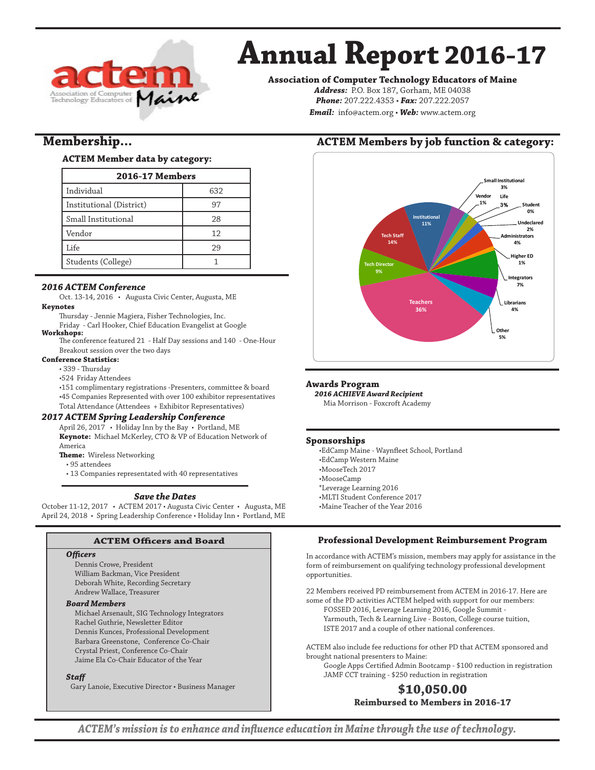# Annual Report 2016-17

**Association of Computer Technology Educators of Maine**

***Address:*** P.O. Box 187, Gorham, ME 04038
***Phone:*** 207.222.4353 • ***Fax:*** 207.222.2057
***Email:*** info@actem.org • ***Web:*** www.actem.org

## Membership...

### ACTEM Member data by category:

| 2016-17 Members | |
|---|---|
| Individual | 632 |
| Institutional (District) | 97 |
| Small Institutional | 28 |
| Vendor | 12 |
| Life | 29 |
| Students (College) | 1 |

### *2016 ACTEM Conference*

Oct. 13-14, 2016 • Augusta Civic Center, Augusta, ME

**Keynotes**

Thursday - Jennie Magiera, Fisher Technologies, Inc.
Friday - Carl Hooker, Chief Education Evangelist at Google

**Workshops:**

The conference featured 21 - Half Day sessions and 140 - One-Hour Breakout session over the two days

**Conference Statistics:**

- 339 - Thursday
- 524 Friday Attendees
- 151 complimentary registrations -Presenters, committee & board
- 45 Companies Represented with over 100 exhibitor representatives

Total Attendance (Attendees + Exhibitor Representatives)

### *2017 ACTEM Spring Leadership Conference*

April 26, 2017 • Holiday Inn by the Bay • Portland, ME

**Keynote:** Michael McKerley, CTO & VP of Education Network of America

**Theme:** Wireless Networking

- 95 attendees
- 13 Companies representated with 40 representatives

### *Save the Dates*

October 11-12, 2017 • ACTEM 2017 • Augusta Civic Center • Augusta, ME
April 24, 2018 • Spring Leadership Conference • Holiday Inn • Portland, ME

## ACTEM Members by job function & category:

| Category | Percent |
|---|---|
| Teachers | 36% |
| Tech Staff | 14% |
| Institutional | 11% |
| Tech Director | 9% |
| Integrators | 7% |
| Other | 5% |
| Administrators | 4% |
| Librarians | 4% |
| Small Institutional | 3% |
| Life | 3% |
| Undeclared | 2% |
| Vendor | 1% |
| Higher ED | 1% |
| Student | 0% |

### Awards Program

***2016 ACHIEVE Award Recipient***

Mia Morrison - Foxcroft Academy

### Sponsorships

- EdCamp Maine - Waynfleet School, Portland
- EdCamp Western Maine
- MooseTech 2017
- MooseCamp
- *Leverage Learning 2016
- MLTI Student Conference 2017
- Maine Teacher of the Year 2016

### ACTEM Officers and Board

***Officers***

Dennis Crowe, President
William Backman, Vice President
Deborah White, Recording Secretary
Andrew Wallace, Treasurer

***Board Members***

Michael Arsenault, SIG Technology Integrators
Rachel Guthrie, Newsletter Editor
Dennis Kunces, Professional Development
Barbara Greenstone, Conference Co-Chair
Crystal Priest, Conference Co-Chair
Jaime Ela Co-Chair Educator of the Year

***Staff***

Gary Lanoie, Executive Director • Business Manager

### Professional Development Reimbursement Program

In accordance with ACTEM's mission, members may apply for assistance in the form of reimbursement on qualifying technology professional development opportunities.

22 Members received PD reimbursement from ACTEM in 2016-17. Here are some of the PD activities ACTEM helped with support for our members:
FOSSED 2016, Leverage Learning 2016, Google Summit - Yarmouth, Tech & Learning Live - Boston, College course tuition, ISTE 2017 and a couple of other national conferences.

ACTEM also include fee reductions for other PD that ACTEM sponsored and brought national presenters to Maine:
Google Apps Certified Admin Bootcamp - $100 reduction in registration
JAMF CCT training - $250 reduction in registration

**$10,050.00**
**Reimbursed to Members in 2016-17**

***ACTEM's mission is to enhance and influence education in Maine through the use of technology.***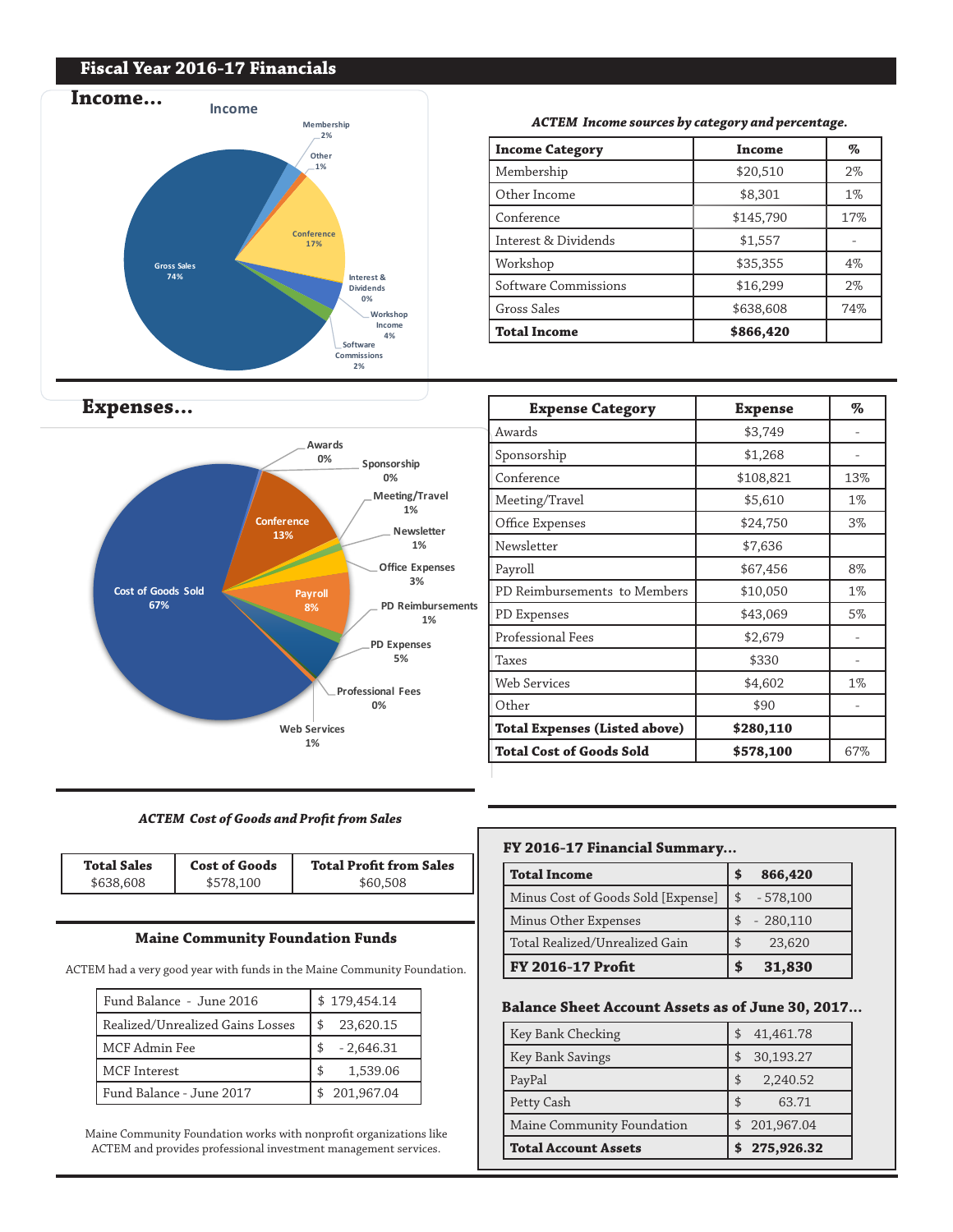## Fiscal Year 2016-17 Financials

### Income...

Income

Membership 2%

Other 1%

Conference 17%

Interest & Dividends 0%

Workshop Income 4%

Software Commissions 2%

Gross Sales 74%

*ACTEM Income sources by category and percentage.*

| Income Category | Income | % |
|---|---|---|
| Membership | $20,510 | 2% |
| Other Income | $8,301 | 1% |
| Conference | $145,790 | 17% |
| Interest & Dividends | $1,557 | - |
| Workshop | $35,355 | 4% |
| Software Commissions | $16,299 | 2% |
| Gross Sales | $638,608 | 74% |
| **Total Income** | **$866,420** | |

### Expenses...

Awards 0%

Sponsorship 0%

Meeting/Travel 1%

Newsletter 1%

Office Expenses 3%

PD Reimbursements 1%

PD Expenses 5%

Professional Fees 0%

Web Services 1%

Conference 13%

Payroll 8%

Cost of Goods Sold 67%

| Expense Category | Expense | % |
|---|---|---|
| Awards | $3,749 | - |
| Sponsorship | $1,268 | - |
| Conference | $108,821 | 13% |
| Meeting/Travel | $5,610 | 1% |
| Office Expenses | $24,750 | 3% |
| Newsletter | $7,636 | |
| Payroll | $67,456 | 8% |
| PD Reimbursements to Members | $10,050 | 1% |
| PD Expenses | $43,069 | 5% |
| Professional Fees | $2,679 | - |
| Taxes | $330 | - |
| Web Services | $4,602 | 1% |
| Other | $90 | - |
| **Total Expenses (Listed above)** | **$280,110** | |
| **Total Cost of Goods Sold** | **$578,100** | 67% |

*ACTEM Cost of Goods and Profit from Sales*

| Total Sales | Cost of Goods | Total Profit from Sales |
|---|---|---|
| $638,608 | $578,100 | $60,508 |

### Maine Community Foundation Funds

ACTEM had a very good year with funds in the Maine Community Foundation.

| | |
|---|---|
| Fund Balance - June 2016 | $ 179,454.14 |
| Realized/Unrealized Gains Losses | $ 23,620.15 |
| MCF Admin Fee | $ - 2,646.31 |
| MCF Interest | $ 1,539.06 |
| Fund Balance - June 2017 | $ 201,967.04 |

Maine Community Foundation works with nonprofit organizations like ACTEM and provides professional investment management services.

### FY 2016-17 Financial Summary...

| | |
|---|---|
| **Total Income** | **$ 866,420** |
| Minus Cost of Goods Sold [Expense] | $ - 578,100 |
| Minus Other Expenses | $ - 280,110 |
| Total Realized/Unrealized Gain | $ 23,620 |
| **FY 2016-17 Profit** | **$ 31,830** |

### Balance Sheet Account Assets as of June 30, 2017...

| | |
|---|---|
| Key Bank Checking | $ 41,461.78 |
| Key Bank Savings | $ 30,193.27 |
| PayPal | $ 2,240.52 |
| Petty Cash | $ 63.71 |
| Maine Community Foundation | $ 201,967.04 |
| **Total Account Assets** | **$ 275,926.32** |